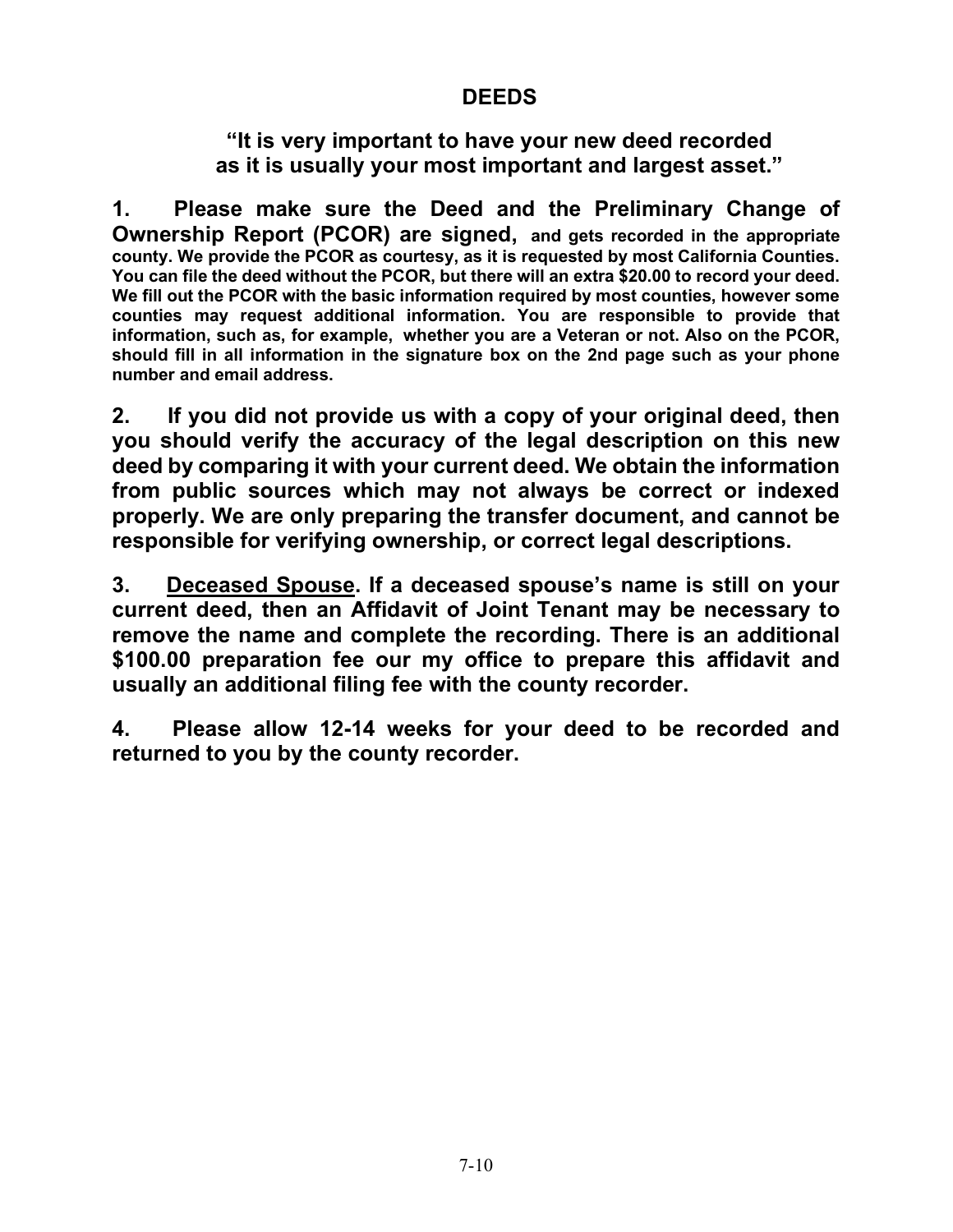# DEEDS

## "It is very important to have your new deed recorded as it is usually your most important and largest asset."

**1. Please make sure the Deed and the Preliminary Change of Ownership Report (PCOR) are signed, and gets recorded in the appropriate county. We provide the PCOR as courtesy, as it is requested by most California Counties. You can file the deed without the PCOR, but there will an extra $20.00 to record your deed. We fill out the PCOR with the basic information required by most counties, however some counties may request additional information. You are responsible to provide that information, such as, for example, whether you are a Veteran or not. Also on the PCOR, should fill in all information in the signature box on the 2nd page such as your phone number and email address.**

**2. If you did not provide us with a copy of your original deed, then you should verify the accuracy of the legal description on this new deed by comparing it with your current deed. We obtain the information from public sources which may not always be correct or indexed properly. We are only preparing the transfer document, and cannot be responsible for verifying ownership, or correct legal descriptions.**

**3. <u>Deceased Spouse</u>. If a deceased spouse's name is still on your current deed, then an Affidavit of Joint Tenant may be necessary to remove the name and complete the recording. There is an additional $100.00 preparation fee our my office to prepare this affidavit and usually an additional filing fee with the county recorder.**

**4. Please allow 12-14 weeks for your deed to be recorded and returned to you by the county recorder.**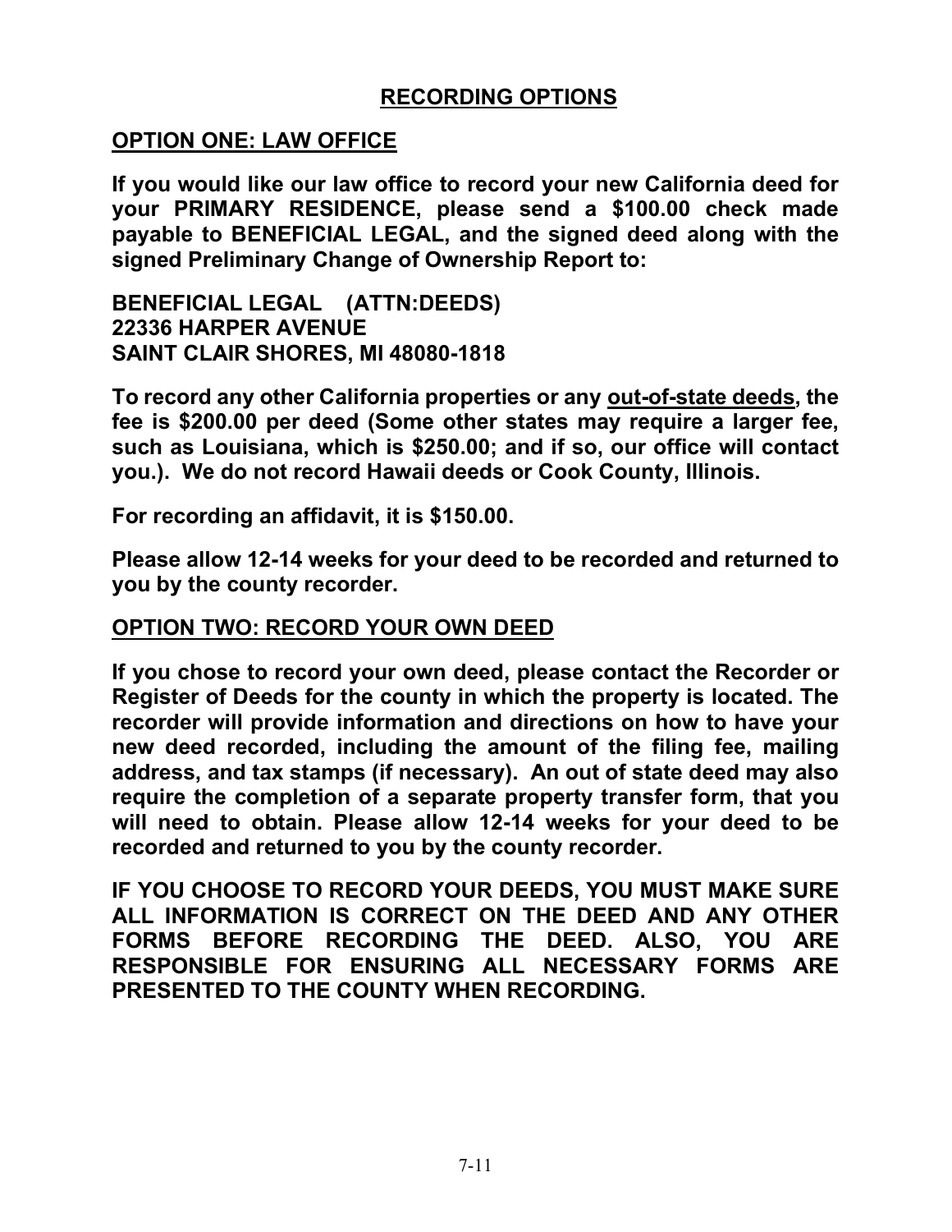# RECORDING OPTIONS

## OPTION ONE: LAW OFFICE

**If you would like our law office to record your new California deed for your PRIMARY RESIDENCE, please send a $100.00 check made payable to BENEFICIAL LEGAL, and the signed deed along with the signed Preliminary Change of Ownership Report to:**

**BENEFICIAL LEGAL (ATTN:DEEDS)**
**22336 HARPER AVENUE**
**SAINT CLAIR SHORES, MI 48080-1818**

**To record any other California properties or any <u>out-of-state deeds</u>, the fee is $200.00 per deed (Some other states may require a larger fee, such as Louisiana, which is $250.00; and if so, our office will contact you.). We do not record Hawaii deeds or Cook County, Illinois.**

**For recording an affidavit, it is $150.00.**

**Please allow 12-14 weeks for your deed to be recorded and returned to you by the county recorder.**

## OPTION TWO: RECORD YOUR OWN DEED

**If you chose to record your own deed, please contact the Recorder or Register of Deeds for the county in which the property is located. The recorder will provide information and directions on how to have your new deed recorded, including the amount of the filing fee, mailing address, and tax stamps (if necessary). An out of state deed may also require the completion of a separate property transfer form, that you will need to obtain. Please allow 12-14 weeks for your deed to be recorded and returned to you by the county recorder.**

**IF YOU CHOOSE TO RECORD YOUR DEEDS, YOU MUST MAKE SURE ALL INFORMATION IS CORRECT ON THE DEED AND ANY OTHER FORMS BEFORE RECORDING THE DEED. ALSO, YOU ARE RESPONSIBLE FOR ENSURING ALL NECESSARY FORMS ARE PRESENTED TO THE COUNTY WHEN RECORDING.**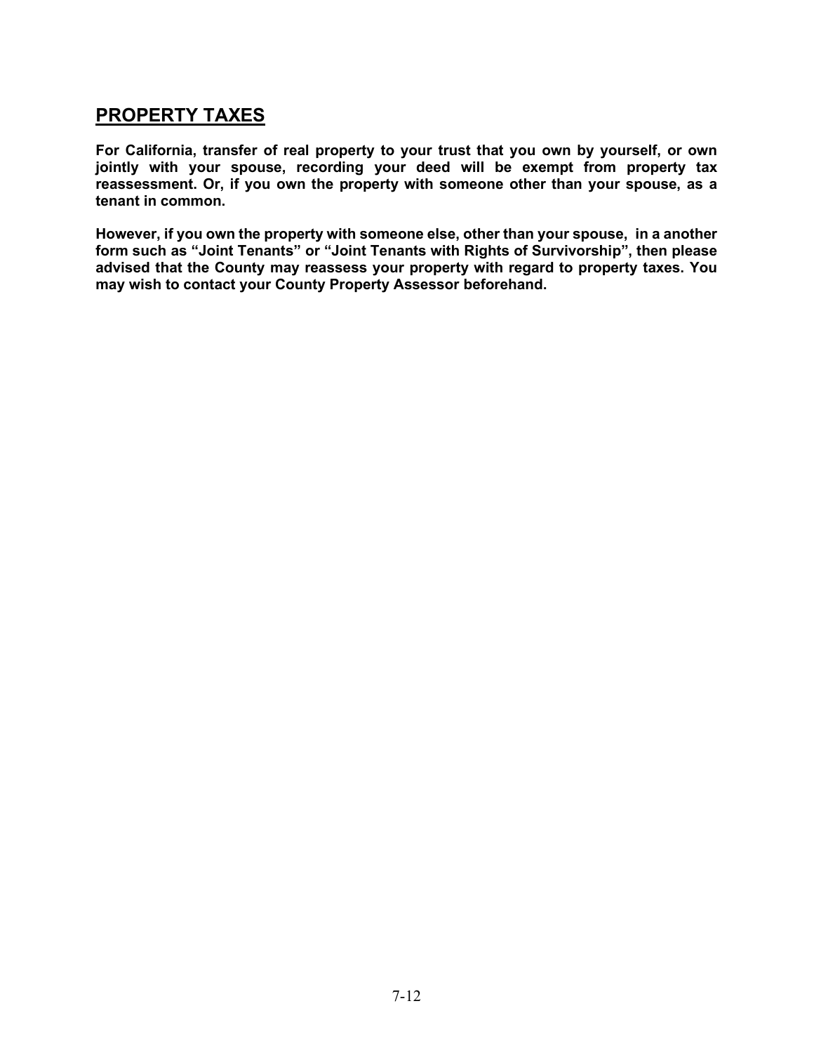## PROPERTY TAXES

**For California, transfer of real property to your trust that you own by yourself, or own jointly with your spouse, recording your deed will be exempt from property tax reassessment. Or, if you own the property with someone other than your spouse, as a tenant in common.**

**However, if you own the property with someone else, other than your spouse, in a another form such as "Joint Tenants" or "Joint Tenants with Rights of Survivorship", then please advised that the County may reassess your property with regard to property taxes. You may wish to contact your County Property Assessor beforehand.**